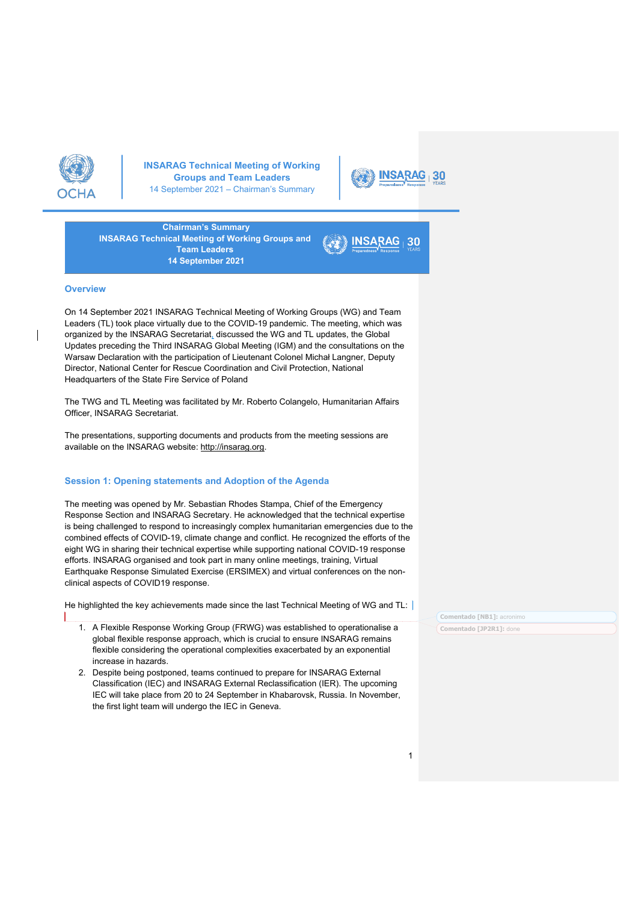**Chairman's Summary**
**INSARAG Technical Meeting of Working Groups and Team Leaders**
**14 September 2021**

## Overview

On 14 September 2021 INSARAG Technical Meeting of Working Groups (WG) and Team Leaders (TL) took place virtually due to the COVID-19 pandemic. The meeting, which was organized by the INSARAG Secretariat, discussed the WG and TL updates, the Global Updates preceding the Third INSARAG Global Meeting (IGM) and the consultations on the Warsaw Declaration with the participation of Lieutenant Colonel Michał Langner, Deputy Director, National Center for Rescue Coordination and Civil Protection, National Headquarters of the State Fire Service of Poland

The TWG and TL Meeting was facilitated by Mr. Roberto Colangelo, Humanitarian Affairs Officer, INSARAG Secretariat.

The presentations, supporting documents and products from the meeting sessions are available on the INSARAG website: http://insarag.org.

## Session 1: Opening statements and Adoption of the Agenda

The meeting was opened by Mr. Sebastian Rhodes Stampa, Chief of the Emergency Response Section and INSARAG Secretary. He acknowledged that the technical expertise is being challenged to respond to increasingly complex humanitarian emergencies due to the combined effects of COVID-19, climate change and conflict. He recognized the efforts of the eight WG in sharing their technical expertise while supporting national COVID-19 response efforts. INSARAG organised and took part in many online meetings, training, Virtual Earthquake Response Simulated Exercise (ERSIMEX) and virtual conferences on the non-clinical aspects of COVID19 response.

He highlighted the key achievements made since the last Technical Meeting of WG and TL:

1. A Flexible Response Working Group (FRWG) was established to operationalise a global flexible response approach, which is crucial to ensure INSARAG remains flexible considering the operational complexities exacerbated by an exponential increase in hazards.
2. Despite being postponed, teams continued to prepare for INSARAG External Classification (IEC) and INSARAG External Reclassification (IER). The upcoming IEC will take place from 20 to 24 September in Khabarovsk, Russia. In November, the first light team will undergo the IEC in Geneva.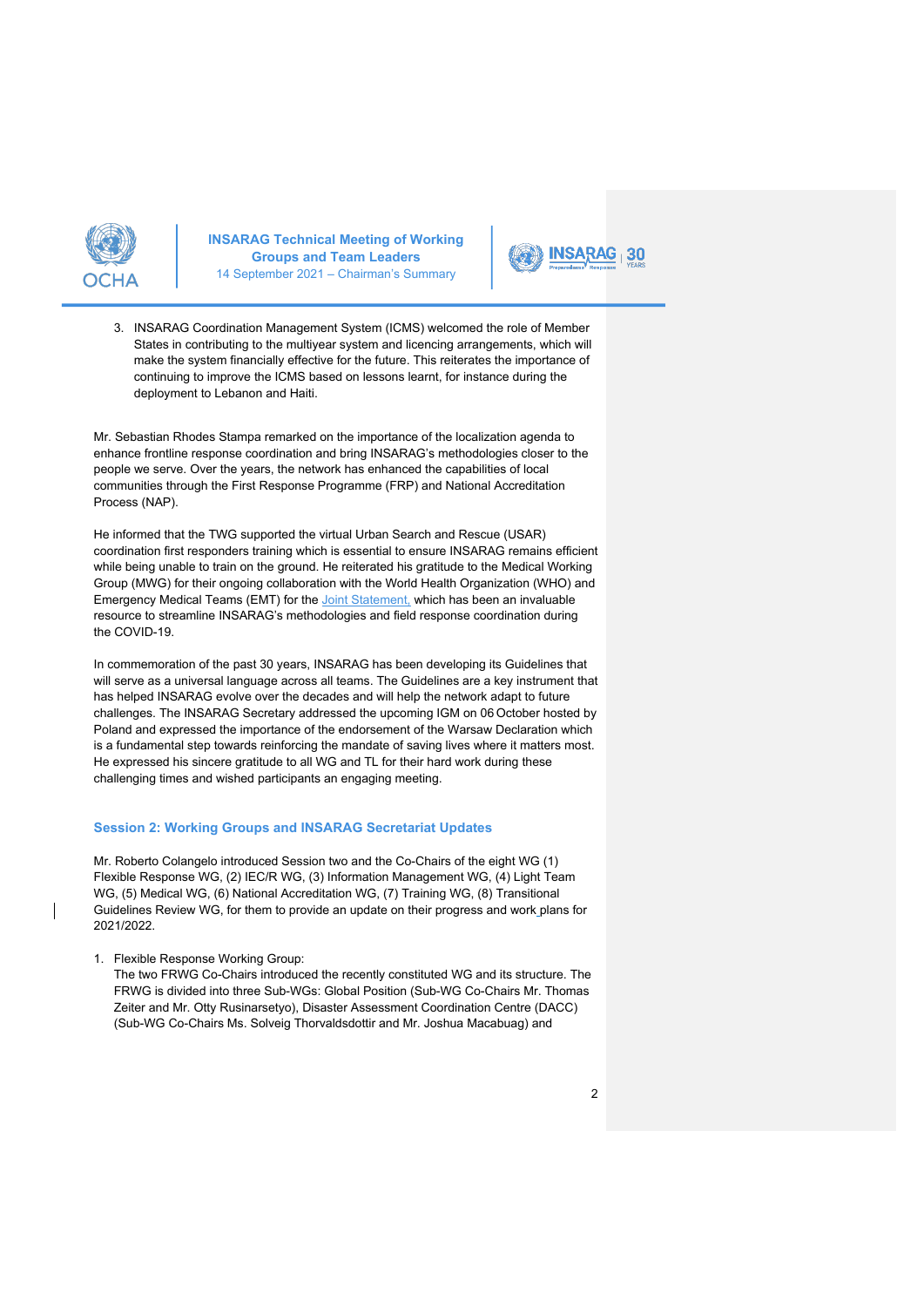3. INSARAG Coordination Management System (ICMS) welcomed the role of Member States in contributing to the multiyear system and licencing arrangements, which will make the system financially effective for the future. This reiterates the importance of continuing to improve the ICMS based on lessons learnt, for instance during the deployment to Lebanon and Haiti.

Mr. Sebastian Rhodes Stampa remarked on the importance of the localization agenda to enhance frontline response coordination and bring INSARAG's methodologies closer to the people we serve. Over the years, the network has enhanced the capabilities of local communities through the First Response Programme (FRP) and National Accreditation Process (NAP).

He informed that the TWG supported the virtual Urban Search and Rescue (USAR) coordination first responders training which is essential to ensure INSARAG remains efficient while being unable to train on the ground. He reiterated his gratitude to the Medical Working Group (MWG) for their ongoing collaboration with the World Health Organization (WHO) and Emergency Medical Teams (EMT) for the Joint Statement, which has been an invaluable resource to streamline INSARAG's methodologies and field response coordination during the COVID-19.

In commemoration of the past 30 years, INSARAG has been developing its Guidelines that will serve as a universal language across all teams. The Guidelines are a key instrument that has helped INSARAG evolve over the decades and will help the network adapt to future challenges. The INSARAG Secretary addressed the upcoming IGM on 06 October hosted by Poland and expressed the importance of the endorsement of the Warsaw Declaration which is a fundamental step towards reinforcing the mandate of saving lives where it matters most. He expressed his sincere gratitude to all WG and TL for their hard work during these challenging times and wished participants an engaging meeting.

## Session 2: Working Groups and INSARAG Secretariat Updates

Mr. Roberto Colangelo introduced Session two and the Co-Chairs of the eight WG (1) Flexible Response WG, (2) IEC/R WG, (3) Information Management WG, (4) Light Team WG, (5) Medical WG, (6) National Accreditation WG, (7) Training WG, (8) Transitional Guidelines Review WG, for them to provide an update on their progress and work plans for 2021/2022.

1. Flexible Response Working Group:
   The two FRWG Co-Chairs introduced the recently constituted WG and its structure. The FRWG is divided into three Sub-WGs: Global Position (Sub-WG Co-Chairs Mr. Thomas Zeiter and Mr. Otty Rusinarsetyo), Disaster Assessment Coordination Centre (DACC) (Sub-WG Co-Chairs Ms. Solveig Thorvaldsdottir and Mr. Joshua Macabuag) and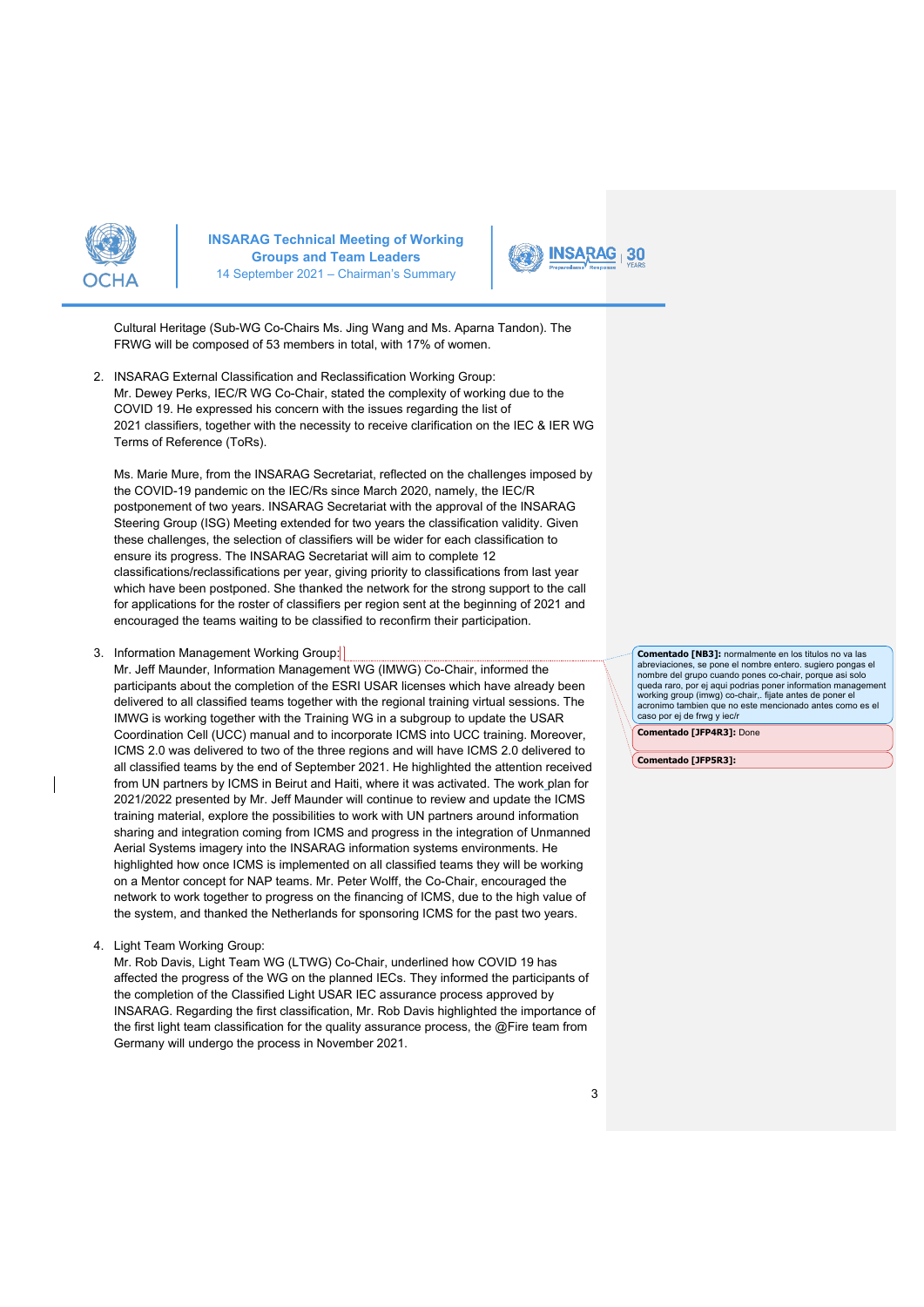Cultural Heritage (Sub-WG Co-Chairs Ms. Jing Wang and Ms. Aparna Tandon). The FRWG will be composed of 53 members in total, with 17% of women.

2. INSARAG External Classification and Reclassification Working Group:
   Mr. Dewey Perks, IEC/R WG Co-Chair, stated the complexity of working due to the COVID 19. He expressed his concern with the issues regarding the list of 2021 classifiers, together with the necessity to receive clarification on the IEC & IER WG Terms of Reference (ToRs).

   Ms. Marie Mure, from the INSARAG Secretariat, reflected on the challenges imposed by the COVID-19 pandemic on the IEC/Rs since March 2020, namely, the IEC/R postponement of two years. INSARAG Secretariat with the approval of the INSARAG Steering Group (ISG) Meeting extended for two years the classification validity. Given these challenges, the selection of classifiers will be wider for each classification to ensure its progress. The INSARAG Secretariat will aim to complete 12 classifications/reclassifications per year, giving priority to classifications from last year which have been postponed. She thanked the network for the strong support to the call for applications for the roster of classifiers per region sent at the beginning of 2021 and encouraged the teams waiting to be classified to reconfirm their participation.

3. Information Management Working Group:
   Mr. Jeff Maunder, Information Management WG (IMWG) Co-Chair, informed the participants about the completion of the ESRI USAR licenses which have already been delivered to all classified teams together with the regional training virtual sessions. The IMWG is working together with the Training WG in a subgroup to update the USAR Coordination Cell (UCC) manual and to incorporate ICMS into UCC training. Moreover, ICMS 2.0 was delivered to two of the three regions and will have ICMS 2.0 delivered to all classified teams by the end of September 2021. He highlighted the attention received from UN partners by ICMS in Beirut and Haiti, where it was activated. The work plan for 2021/2022 presented by Mr. Jeff Maunder will continue to review and update the ICMS training material, explore the possibilities to work with UN partners around information sharing and integration coming from ICMS and progress in the integration of Unmanned Aerial Systems imagery into the INSARAG information systems environments. He highlighted how once ICMS is implemented on all classified teams they will be working on a Mentor concept for NAP teams. Mr. Peter Wolff, the Co-Chair, encouraged the network to work together to progress on the financing of ICMS, due to the high value of the system, and thanked the Netherlands for sponsoring ICMS for the past two years.

4. Light Team Working Group:
   Mr. Rob Davis, Light Team WG (LTWG) Co-Chair, underlined how COVID 19 has affected the progress of the WG on the planned IECs. They informed the participants of the completion of the Classified Light USAR IEC assurance process approved by INSARAG. Regarding the first classification, Mr. Rob Davis highlighted the importance of the first light team classification for the quality assurance process, the @Fire team from Germany will undergo the process in November 2021.

**Comentado [NB3]:** normalmente en los titulos no va las abreviaciones, se pone el nombre entero. sugiero pongas el nombre del grupo cuando pones co-chair, porque asi solo queda raro, por ej aqui podrias poner information management working group (imwg) co-chair,. fijate antes de poner el acronimo tambien que no este mencionado antes como es el caso por ej de frwg y iec/r

**Comentado [JFP4R3]:** Done

**Comentado [JFP5R3]:**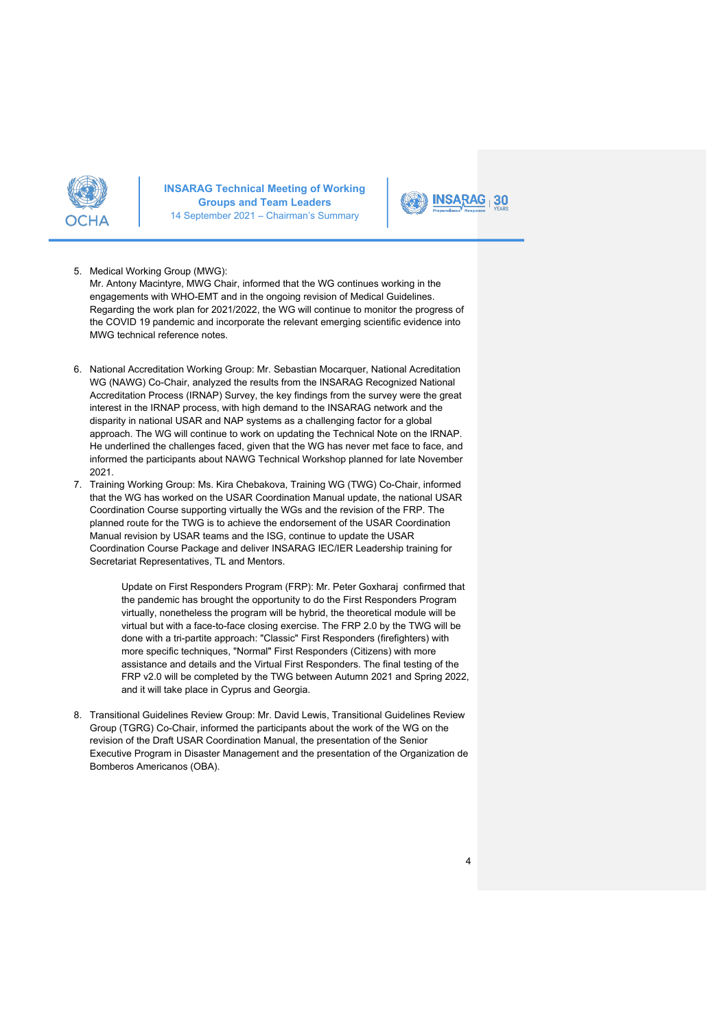5. Medical Working Group (MWG):
   Mr. Antony Macintyre, MWG Chair, informed that the WG continues working in the engagements with WHO-EMT and in the ongoing revision of Medical Guidelines. Regarding the work plan for 2021/2022, the WG will continue to monitor the progress of the COVID 19 pandemic and incorporate the relevant emerging scientific evidence into MWG technical reference notes.

6. National Accreditation Working Group: Mr. Sebastian Mocarquer, National Acreditation WG (NAWG) Co-Chair, analyzed the results from the INSARAG Recognized National Accreditation Process (IRNAP) Survey, the key findings from the survey were the great interest in the IRNAP process, with high demand to the INSARAG network and the disparity in national USAR and NAP systems as a challenging factor for a global approach. The WG will continue to work on updating the Technical Note on the IRNAP. He underlined the challenges faced, given that the WG has never met face to face, and informed the participants about NAWG Technical Workshop planned for late November 2021.
7. Training Working Group: Ms. Kira Chebakova, Training WG (TWG) Co-Chair, informed that the WG has worked on the USAR Coordination Manual update, the national USAR Coordination Course supporting virtually the WGs and the revision of the FRP. The planned route for the TWG is to achieve the endorsement of the USAR Coordination Manual revision by USAR teams and the ISG, continue to update the USAR Coordination Course Package and deliver INSARAG IEC/IER Leadership training for Secretariat Representatives, TL and Mentors.

   Update on First Responders Program (FRP): Mr. Peter Goxharaj confirmed that the pandemic has brought the opportunity to do the First Responders Program virtually, nonetheless the program will be hybrid, the theoretical module will be virtual but with a face-to-face closing exercise. The FRP 2.0 by the TWG will be done with a tri-partite approach: "Classic" First Responders (firefighters) with more specific techniques, "Normal" First Responders (Citizens) with more assistance and details and the Virtual First Responders. The final testing of the FRP v2.0 will be completed by the TWG between Autumn 2021 and Spring 2022, and it will take place in Cyprus and Georgia.

8. Transitional Guidelines Review Group: Mr. David Lewis, Transitional Guidelines Review Group (TGRG) Co-Chair, informed the participants about the work of the WG on the revision of the Draft USAR Coordination Manual, the presentation of the Senior Executive Program in Disaster Management and the presentation of the Organization de Bomberos Americanos (OBA).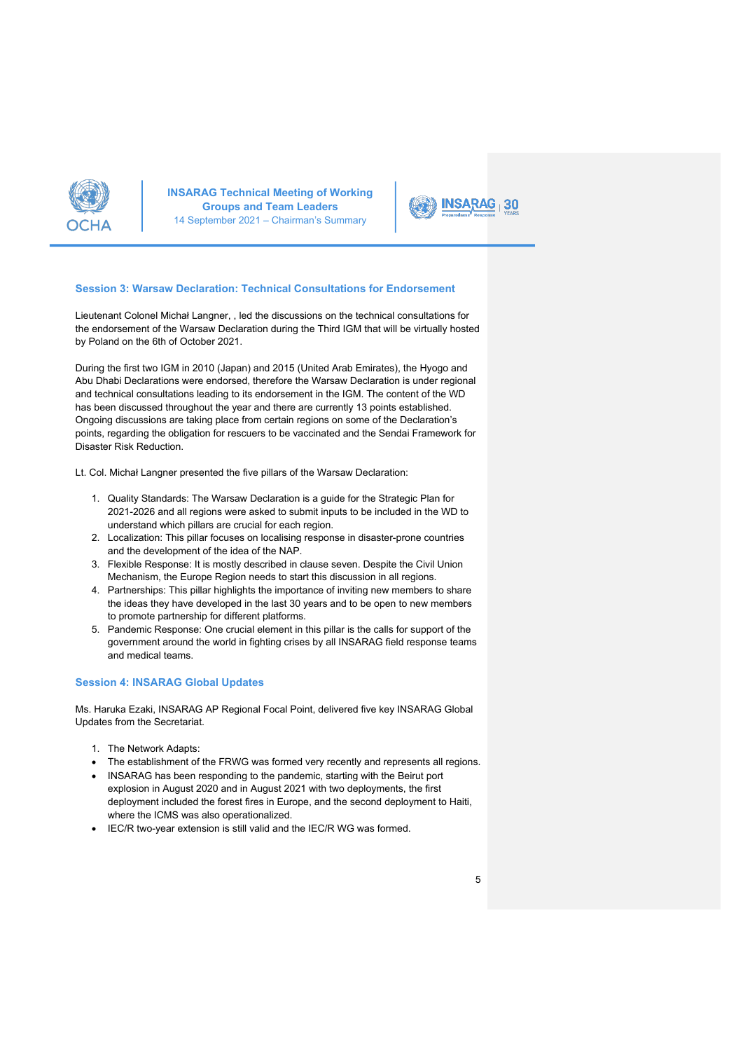## Session 3: Warsaw Declaration: Technical Consultations for Endorsement

Lieutenant Colonel Michał Langner, , led the discussions on the technical consultations for the endorsement of the Warsaw Declaration during the Third IGM that will be virtually hosted by Poland on the 6th of October 2021.

During the first two IGM in 2010 (Japan) and 2015 (United Arab Emirates), the Hyogo and Abu Dhabi Declarations were endorsed, therefore the Warsaw Declaration is under regional and technical consultations leading to its endorsement in the IGM. The content of the WD has been discussed throughout the year and there are currently 13 points established. Ongoing discussions are taking place from certain regions on some of the Declaration's points, regarding the obligation for rescuers to be vaccinated and the Sendai Framework for Disaster Risk Reduction.

Lt. Col. Michał Langner presented the five pillars of the Warsaw Declaration:

1. Quality Standards: The Warsaw Declaration is a guide for the Strategic Plan for 2021-2026 and all regions were asked to submit inputs to be included in the WD to understand which pillars are crucial for each region.
2. Localization: This pillar focuses on localising response in disaster-prone countries and the development of the idea of the NAP.
3. Flexible Response: It is mostly described in clause seven. Despite the Civil Union Mechanism, the Europe Region needs to start this discussion in all regions.
4. Partnerships: This pillar highlights the importance of inviting new members to share the ideas they have developed in the last 30 years and to be open to new members to promote partnership for different platforms.
5. Pandemic Response: One crucial element in this pillar is the calls for support of the government around the world in fighting crises by all INSARAG field response teams and medical teams.

## Session 4: INSARAG Global Updates

Ms. Haruka Ezaki, INSARAG AP Regional Focal Point, delivered five key INSARAG Global Updates from the Secretariat.

1. The Network Adapts:

- The establishment of the FRWG was formed very recently and represents all regions.
- INSARAG has been responding to the pandemic, starting with the Beirut port explosion in August 2020 and in August 2021 with two deployments, the first deployment included the forest fires in Europe, and the second deployment to Haiti, where the ICMS was also operationalized.
- IEC/R two-year extension is still valid and the IEC/R WG was formed.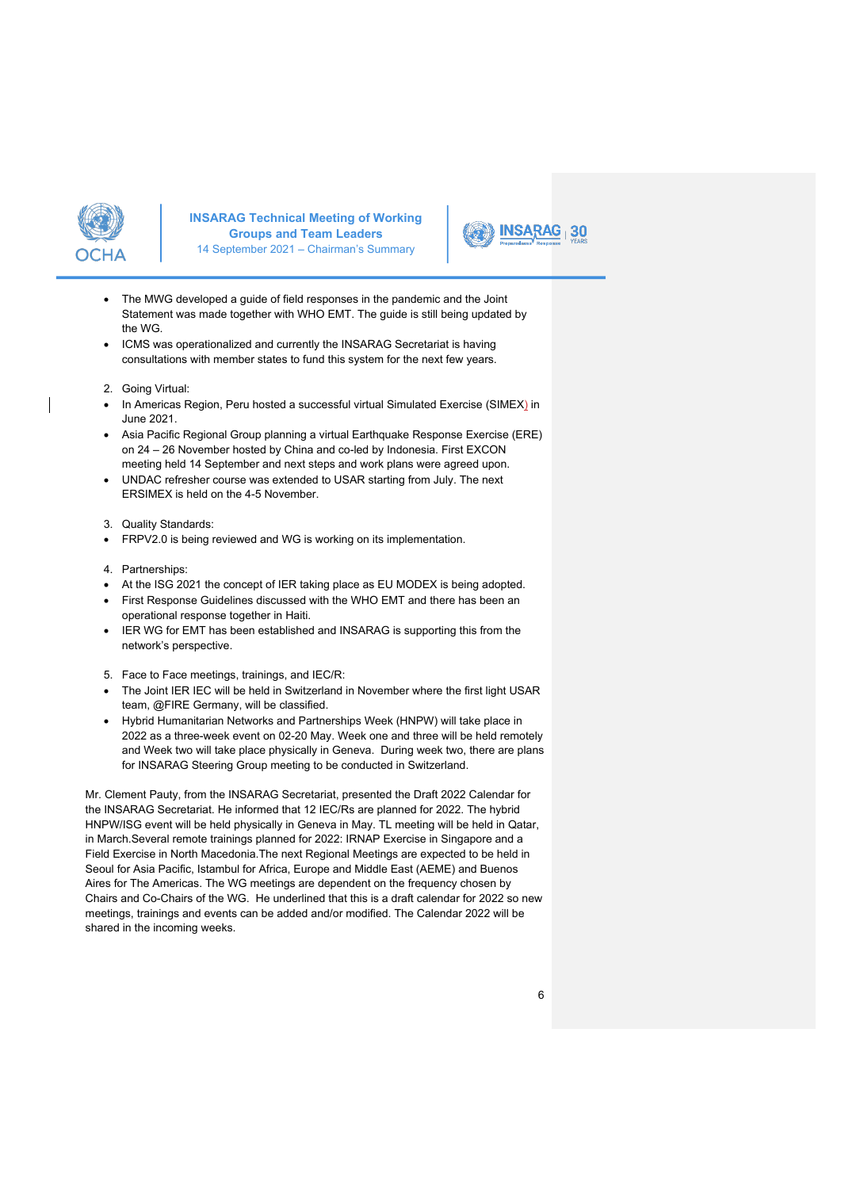- The MWG developed a guide of field responses in the pandemic and the Joint Statement was made together with WHO EMT. The guide is still being updated by the WG.
- ICMS was operationalized and currently the INSARAG Secretariat is having consultations with member states to fund this system for the next few years.

2. Going Virtual:

- In Americas Region, Peru hosted a successful virtual Simulated Exercise (SIMEX) in June 2021.
- Asia Pacific Regional Group planning a virtual Earthquake Response Exercise (ERE) on 24 – 26 November hosted by China and co-led by Indonesia. First EXCON meeting held 14 September and next steps and work plans were agreed upon.
- UNDAC refresher course was extended to USAR starting from July. The next ERSIMEX is held on the 4-5 November.

3. Quality Standards:

- FRPV2.0 is being reviewed and WG is working on its implementation.

4. Partnerships:

- At the ISG 2021 the concept of IER taking place as EU MODEX is being adopted.
- First Response Guidelines discussed with the WHO EMT and there has been an operational response together in Haiti.
- IER WG for EMT has been established and INSARAG is supporting this from the network's perspective.

5. Face to Face meetings, trainings, and IEC/R:

- The Joint IER IEC will be held in Switzerland in November where the first light USAR team, @FIRE Germany, will be classified.
- Hybrid Humanitarian Networks and Partnerships Week (HNPW) will take place in 2022 as a three-week event on 02-20 May. Week one and three will be held remotely and Week two will take place physically in Geneva. During week two, there are plans for INSARAG Steering Group meeting to be conducted in Switzerland.

Mr. Clement Pauty, from the INSARAG Secretariat, presented the Draft 2022 Calendar for the INSARAG Secretariat. He informed that 12 IEC/Rs are planned for 2022. The hybrid HNPW/ISG event will be held physically in Geneva in May. TL meeting will be held in Qatar, in March.Several remote trainings planned for 2022: IRNAP Exercise in Singapore and a Field Exercise in North Macedonia.The next Regional Meetings are expected to be held in Seoul for Asia Pacific, Istambul for Africa, Europe and Middle East (AEME) and Buenos Aires for The Americas. The WG meetings are dependent on the frequency chosen by Chairs and Co-Chairs of the WG. He underlined that this is a draft calendar for 2022 so new meetings, trainings and events can be added and/or modified. The Calendar 2022 will be shared in the incoming weeks.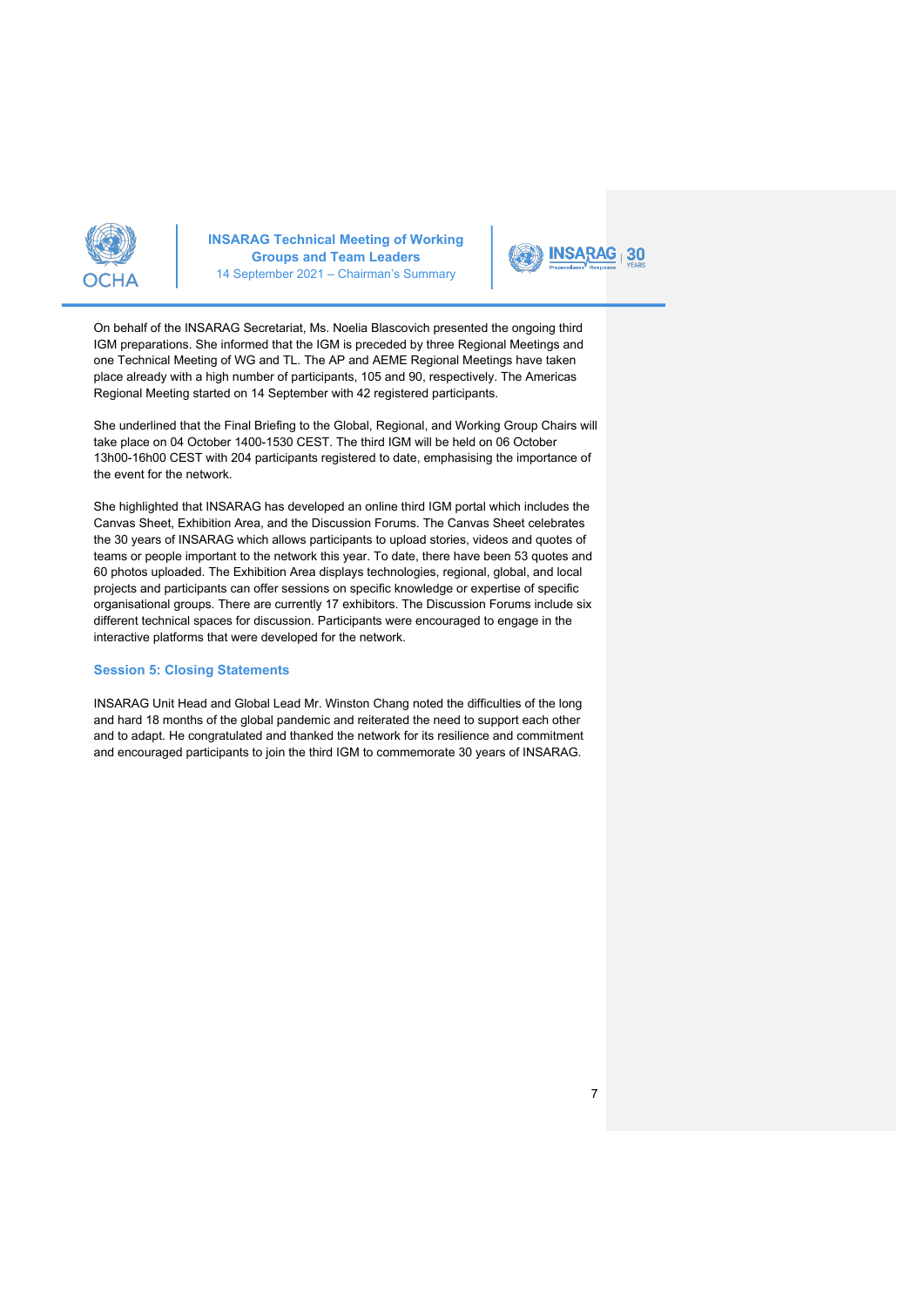On behalf of the INSARAG Secretariat, Ms. Noelia Blascovich presented the ongoing third IGM preparations. She informed that the IGM is preceded by three Regional Meetings and one Technical Meeting of WG and TL. The AP and AEME Regional Meetings have taken place already with a high number of participants, 105 and 90, respectively. The Americas Regional Meeting started on 14 September with 42 registered participants.

She underlined that the Final Briefing to the Global, Regional, and Working Group Chairs will take place on 04 October 1400-1530 CEST. The third IGM will be held on 06 October 13h00-16h00 CEST with 204 participants registered to date, emphasising the importance of the event for the network.

She highlighted that INSARAG has developed an online third IGM portal which includes the Canvas Sheet, Exhibition Area, and the Discussion Forums. The Canvas Sheet celebrates the 30 years of INSARAG which allows participants to upload stories, videos and quotes of teams or people important to the network this year. To date, there have been 53 quotes and 60 photos uploaded. The Exhibition Area displays technologies, regional, global, and local projects and participants can offer sessions on specific knowledge or expertise of specific organisational groups. There are currently 17 exhibitors. The Discussion Forums include six different technical spaces for discussion. Participants were encouraged to engage in the interactive platforms that were developed for the network.

### Session 5: Closing Statements

INSARAG Unit Head and Global Lead Mr. Winston Chang noted the difficulties of the long and hard 18 months of the global pandemic and reiterated the need to support each other and to adapt. He congratulated and thanked the network for its resilience and commitment and encouraged participants to join the third IGM to commemorate 30 years of INSARAG.